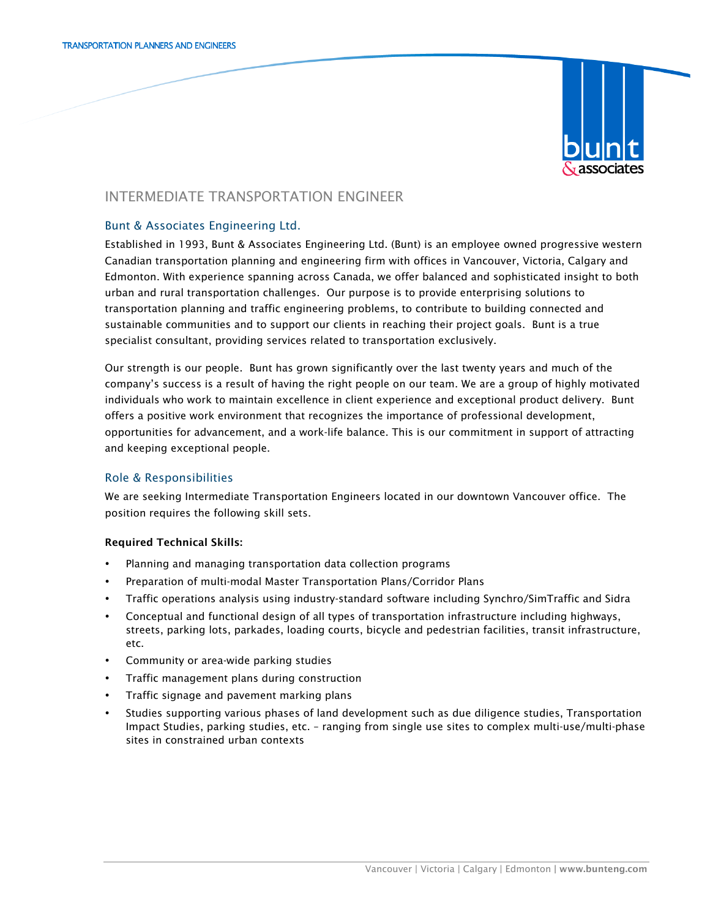TRANSPORTATION PLANNERS AND ENGINEERS

# INTERMEDIATE TRANSPORTATION ENGINEER

## Bunt & Associates Engineering Ltd.

Established in 1993, Bunt & Associates Engineering Ltd. (Bunt) is an employee owned progressive western Canadian transportation planning and engineering firm with offices in Vancouver, Victoria, Calgary and Edmonton. With experience spanning across Canada, we offer balanced and sophisticated insight to both urban and rural transportation challenges. Our purpose is to provide enterprising solutions to transportation planning and traffic engineering problems, to contribute to building connected and sustainable communities and to support our clients in reaching their project goals. Bunt is a true specialist consultant, providing services related to transportation exclusively.

Our strength is our people. Bunt has grown significantly over the last twenty years and much of the company's success is a result of having the right people on our team. We are a group of highly motivated individuals who work to maintain excellence in client experience and exceptional product delivery. Bunt offers a positive work environment that recognizes the importance of professional development, opportunities for advancement, and a work-life balance. This is our commitment in support of attracting and keeping exceptional people.

## Role & Responsibilities

We are seeking Intermediate Transportation Engineers located in our downtown Vancouver office. The position requires the following skill sets.

**Required Technical Skills:**

- Planning and managing transportation data collection programs
- Preparation of multi-modal Master Transportation Plans/Corridor Plans
- Traffic operations analysis using industry-standard software including Synchro/SimTraffic and Sidra
- Conceptual and functional design of all types of transportation infrastructure including highways, streets, parking lots, parkades, loading courts, bicycle and pedestrian facilities, transit infrastructure, etc.
- Community or area-wide parking studies
- Traffic management plans during construction
- Traffic signage and pavement marking plans
- Studies supporting various phases of land development such as due diligence studies, Transportation Impact Studies, parking studies, etc. – ranging from single use sites to complex multi-use/multi-phase sites in constrained urban contexts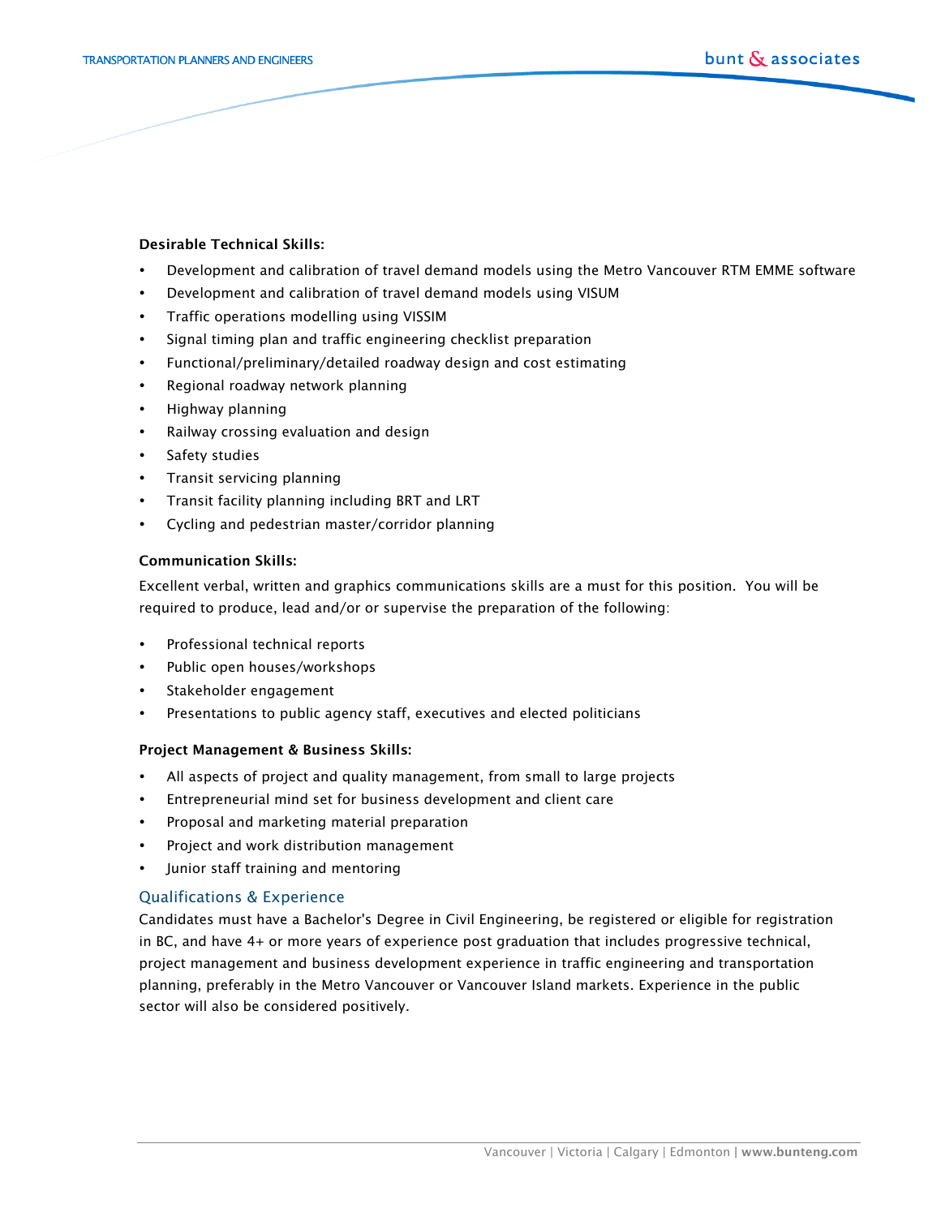**Desirable Technical Skills:**

- Development and calibration of travel demand models using the Metro Vancouver RTM EMME software
- Development and calibration of travel demand models using VISUM
- Traffic operations modelling using VISSIM
- Signal timing plan and traffic engineering checklist preparation
- Functional/preliminary/detailed roadway design and cost estimating
- Regional roadway network planning
- Highway planning
- Railway crossing evaluation and design
- Safety studies
- Transit servicing planning
- Transit facility planning including BRT and LRT
- Cycling and pedestrian master/corridor planning

**Communication Skills:**

Excellent verbal, written and graphics communications skills are a must for this position. You will be required to produce, lead and/or or supervise the preparation of the following:

- Professional technical reports
- Public open houses/workshops
- Stakeholder engagement
- Presentations to public agency staff, executives and elected politicians

**Project Management & Business Skills:**

- All aspects of project and quality management, from small to large projects
- Entrepreneurial mind set for business development and client care
- Proposal and marketing material preparation
- Project and work distribution management
- Junior staff training and mentoring

## Qualifications & Experience

Candidates must have a Bachelor's Degree in Civil Engineering, be registered or eligible for registration in BC, and have 4+ or more years of experience post graduation that includes progressive technical, project management and business development experience in traffic engineering and transportation planning, preferably in the Metro Vancouver or Vancouver Island markets. Experience in the public sector will also be considered positively.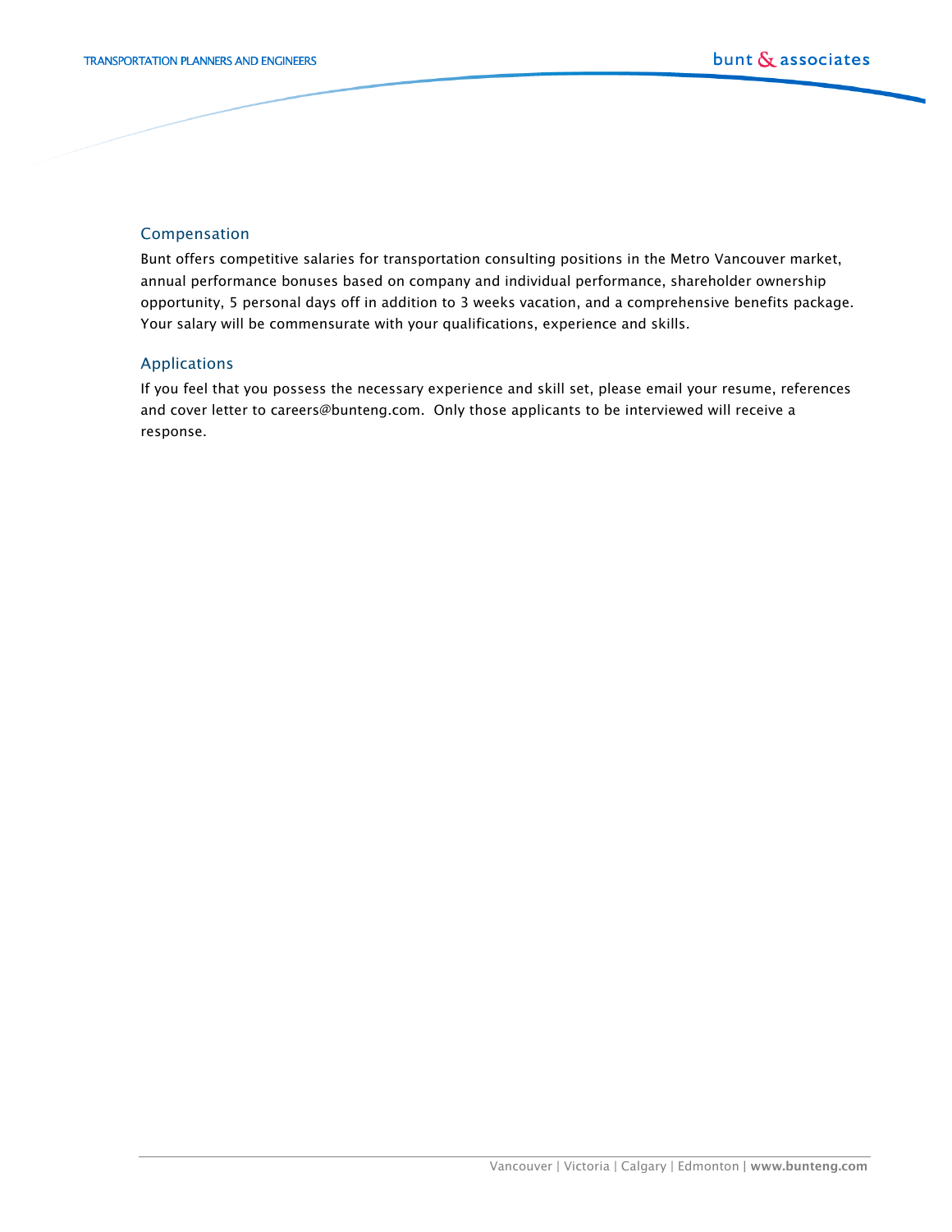## Compensation

Bunt offers competitive salaries for transportation consulting positions in the Metro Vancouver market, annual performance bonuses based on company and individual performance, shareholder ownership opportunity, 5 personal days off in addition to 3 weeks vacation, and a comprehensive benefits package. Your salary will be commensurate with your qualifications, experience and skills.

## Applications

If you feel that you possess the necessary experience and skill set, please email your resume, references and cover letter to careers@bunteng.com. Only those applicants to be interviewed will receive a response.